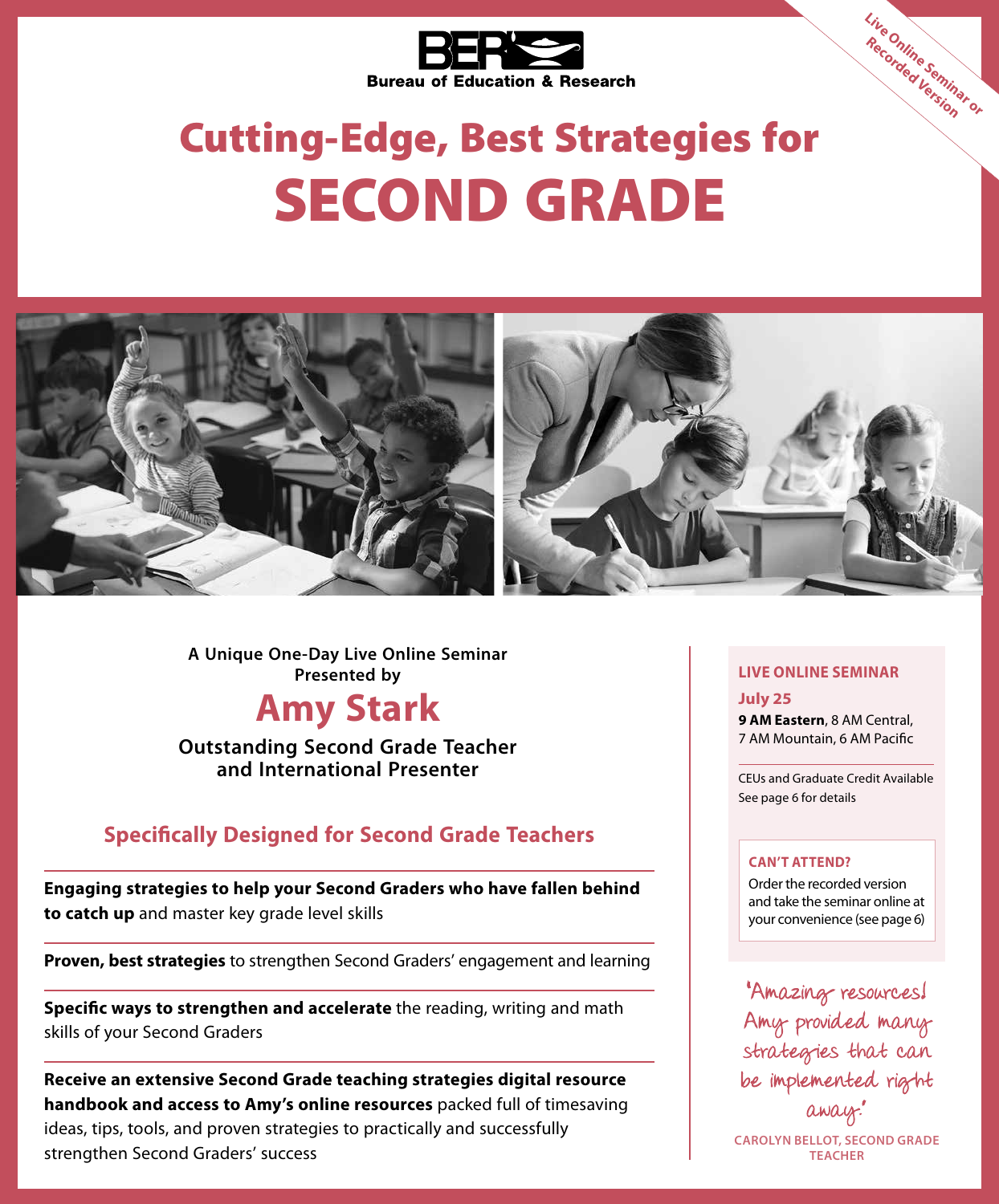BER

Bureau of Education & Research

Live Online Seminar or Recorded Version

# Cutting-Edge, Best Strategies for SECOND GRADE

**A Unique One-Day Live Online Seminar Presented by**

## Amy Stark

**Outstanding Second Grade Teacher and International Presenter**

### Specifically Designed for Second Grade Teachers

**Engaging strategies to help your Second Graders who have fallen behind to catch up** and master key grade level skills

**Proven, best strategies** to strengthen Second Graders' engagement and learning

**Specific ways to strengthen and accelerate** the reading, writing and math skills of your Second Graders

**Receive an extensive Second Grade teaching strategies digital resource handbook and access to Amy's online resources** packed full of timesaving ideas, tips, tools, and proven strategies to practically and successfully strengthen Second Graders' success

**LIVE ONLINE SEMINAR**

**July 25**

**9 AM Eastern**, 8 AM Central, 7 AM Mountain, 6 AM Pacific

CEUs and Graduate Credit Available
See page 6 for details

**CAN'T ATTEND?**

Order the recorded version and take the seminar online at your convenience (see page 6)

"Amazing resources! Amy provided many strategies that can be implemented right away."

CAROLYN BELLOT, SECOND GRADE TEACHER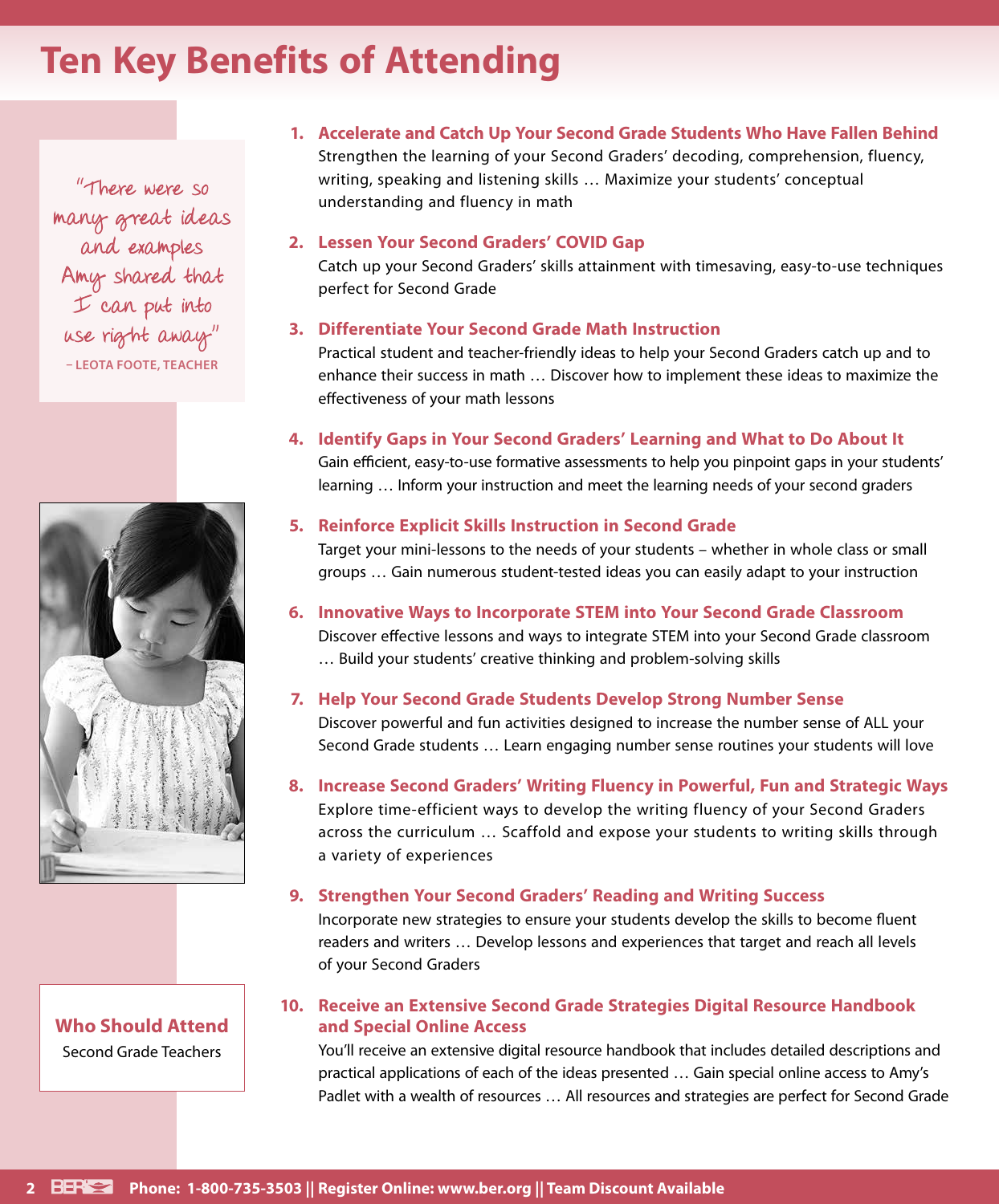# Ten Key Benefits of Attending

"There were so many great ideas and examples Amy shared that I can put into use right away"
– LEOTA FOOTE, TEACHER

1. **Accelerate and Catch Up Your Second Grade Students Who Have Fallen Behind**
   Strengthen the learning of your Second Graders' decoding, comprehension, fluency, writing, speaking and listening skills … Maximize your students' conceptual understanding and fluency in math

2. **Lessen Your Second Graders' COVID Gap**
   Catch up your Second Graders' skills attainment with timesaving, easy-to-use techniques perfect for Second Grade

3. **Differentiate Your Second Grade Math Instruction**
   Practical student and teacher-friendly ideas to help your Second Graders catch up and to enhance their success in math … Discover how to implement these ideas to maximize the effectiveness of your math lessons

4. **Identify Gaps in Your Second Graders' Learning and What to Do About It**
   Gain efficient, easy-to-use formative assessments to help you pinpoint gaps in your students' learning … Inform your instruction and meet the learning needs of your second graders

5. **Reinforce Explicit Skills Instruction in Second Grade**
   Target your mini-lessons to the needs of your students – whether in whole class or small groups … Gain numerous student-tested ideas you can easily adapt to your instruction

6. **Innovative Ways to Incorporate STEM into Your Second Grade Classroom**
   Discover effective lessons and ways to integrate STEM into your Second Grade classroom … Build your students' creative thinking and problem-solving skills

7. **Help Your Second Grade Students Develop Strong Number Sense**
   Discover powerful and fun activities designed to increase the number sense of ALL your Second Grade students … Learn engaging number sense routines your students will love

8. **Increase Second Graders' Writing Fluency in Powerful, Fun and Strategic Ways**
   Explore time-efficient ways to develop the writing fluency of your Second Graders across the curriculum … Scaffold and expose your students to writing skills through a variety of experiences

9. **Strengthen Your Second Graders' Reading and Writing Success**
   Incorporate new strategies to ensure your students develop the skills to become fluent readers and writers … Develop lessons and experiences that target and reach all levels of your Second Graders

10. **Receive an Extensive Second Grade Strategies Digital Resource Handbook and Special Online Access**
    You'll receive an extensive digital resource handbook that includes detailed descriptions and practical applications of each of the ideas presented … Gain special online access to Amy's Padlet with a wealth of resources … All resources and strategies are perfect for Second Grade

**Who Should Attend**
Second Grade Teachers

**Phone: 1-800-735-3503 || Register Online: www.ber.org || Team Discount Available**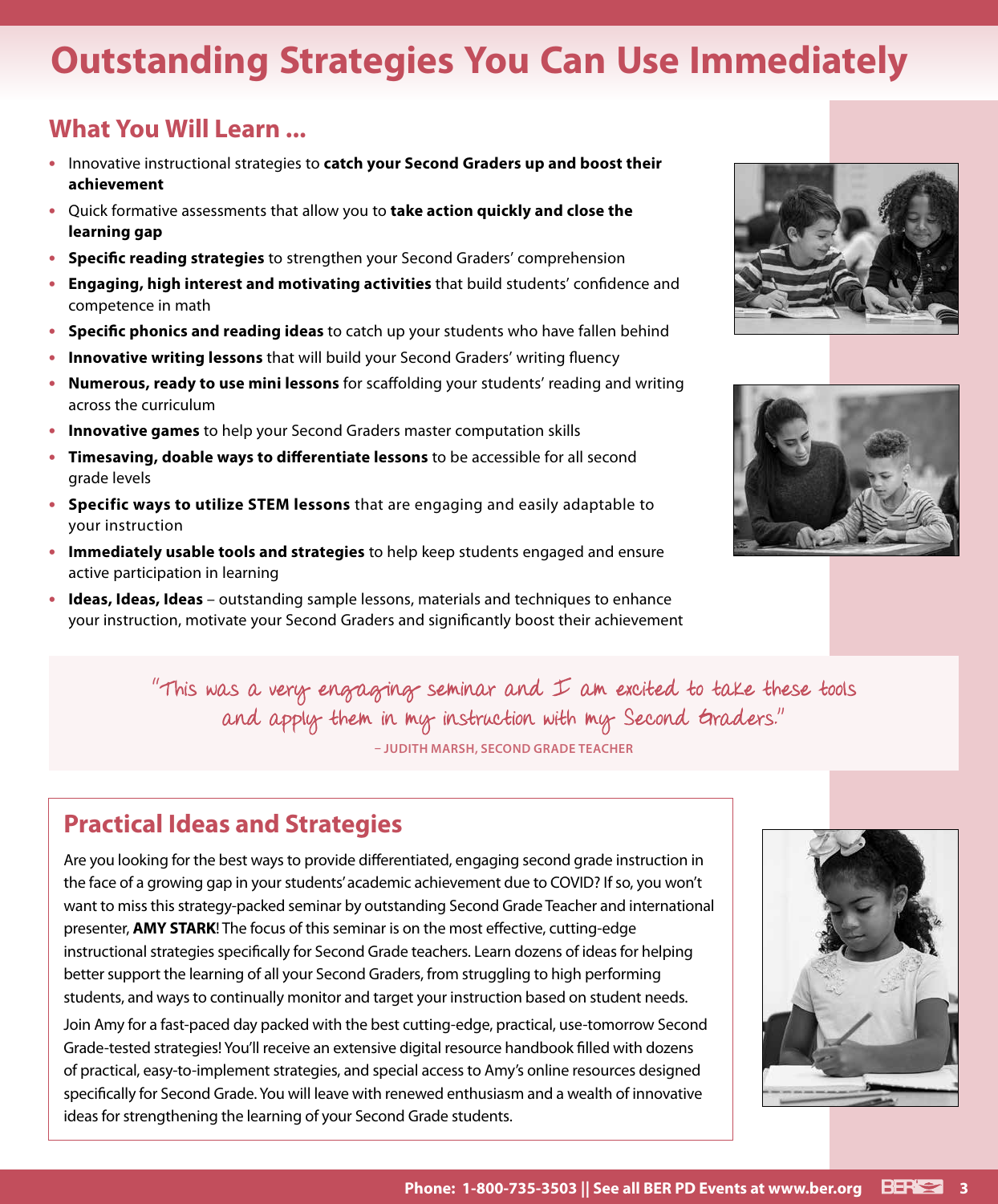# Outstanding Strategies You Can Use Immediately

## What You Will Learn ...

- Innovative instructional strategies to **catch your Second Graders up and boost their achievement**
- Quick formative assessments that allow you to **take action quickly and close the learning gap**
- **Specific reading strategies** to strengthen your Second Graders' comprehension
- **Engaging, high interest and motivating activities** that build students' confidence and competence in math
- **Specific phonics and reading ideas** to catch up your students who have fallen behind
- **Innovative writing lessons** that will build your Second Graders' writing fluency
- **Numerous, ready to use mini lessons** for scaffolding your students' reading and writing across the curriculum
- **Innovative games** to help your Second Graders master computation skills
- **Timesaving, doable ways to differentiate lessons** to be accessible for all second grade levels
- **Specific ways to utilize STEM lessons** that are engaging and easily adaptable to your instruction
- **Immediately usable tools and strategies** to help keep students engaged and ensure active participation in learning
- **Ideas, Ideas, Ideas** – outstanding sample lessons, materials and techniques to enhance your instruction, motivate your Second Graders and significantly boost their achievement

"This was a very engaging seminar and I am excited to take these tools and apply them in my instruction with my Second Graders."

– JUDITH MARSH, SECOND GRADE TEACHER

## Practical Ideas and Strategies

Are you looking for the best ways to provide differentiated, engaging second grade instruction in the face of a growing gap in your students' academic achievement due to COVID? If so, you won't want to miss this strategy-packed seminar by outstanding Second Grade Teacher and international presenter, **AMY STARK**! The focus of this seminar is on the most effective, cutting-edge instructional strategies specifically for Second Grade teachers. Learn dozens of ideas for helping better support the learning of all your Second Graders, from struggling to high performing students, and ways to continually monitor and target your instruction based on student needs.

Join Amy for a fast-paced day packed with the best cutting-edge, practical, use-tomorrow Second Grade-tested strategies! You'll receive an extensive digital resource handbook filled with dozens of practical, easy-to-implement strategies, and special access to Amy's online resources designed specifically for Second Grade. You will leave with renewed enthusiasm and a wealth of innovative ideas for strengthening the learning of your Second Grade students.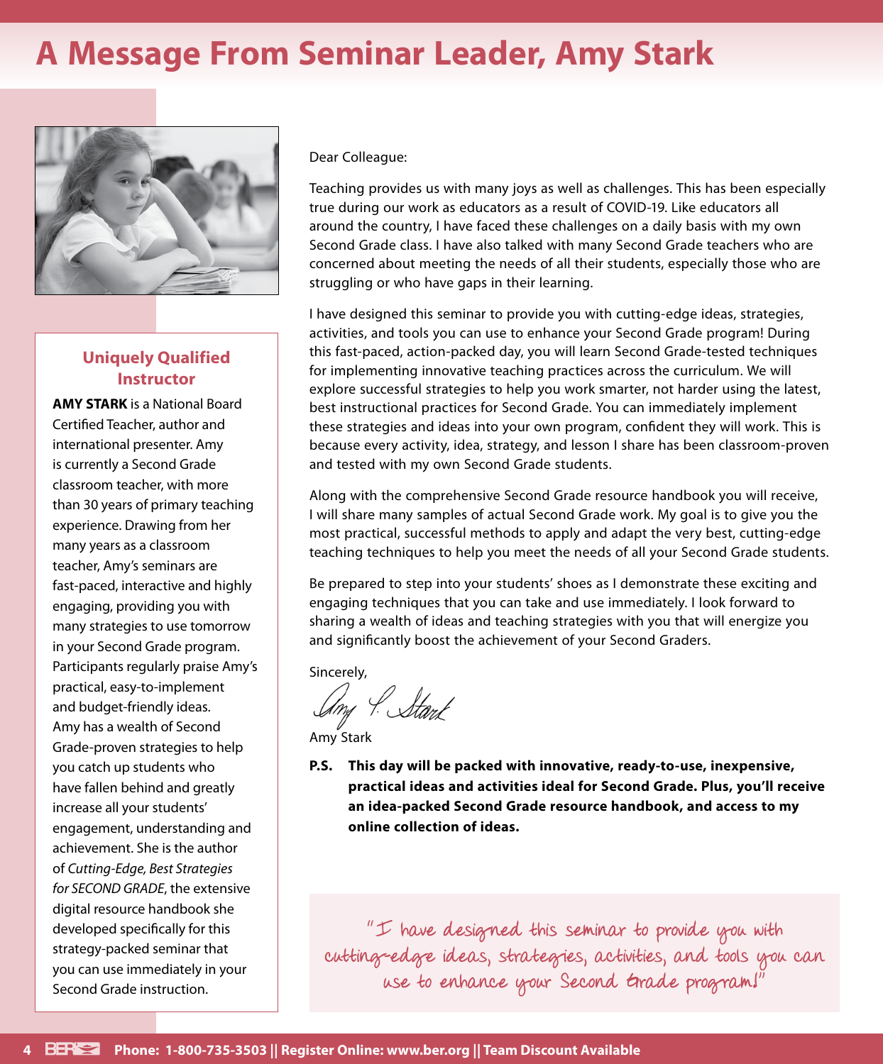# A Message From Seminar Leader, Amy Stark

### Uniquely Qualified Instructor

**AMY STARK** is a National Board Certified Teacher, author and international presenter. Amy is currently a Second Grade classroom teacher, with more than 30 years of primary teaching experience. Drawing from her many years as a classroom teacher, Amy's seminars are fast-paced, interactive and highly engaging, providing you with many strategies to use tomorrow in your Second Grade program. Participants regularly praise Amy's practical, easy-to-implement and budget-friendly ideas. Amy has a wealth of Second Grade-proven strategies to help you catch up students who have fallen behind and greatly increase all your students' engagement, understanding and achievement. She is the author of *Cutting-Edge, Best Strategies for SECOND GRADE*, the extensive digital resource handbook she developed specifically for this strategy-packed seminar that you can use immediately in your Second Grade instruction.

Dear Colleague:

Teaching provides us with many joys as well as challenges. This has been especially true during our work as educators as a result of COVID-19. Like educators all around the country, I have faced these challenges on a daily basis with my own Second Grade class. I have also talked with many Second Grade teachers who are concerned about meeting the needs of all their students, especially those who are struggling or who have gaps in their learning.

I have designed this seminar to provide you with cutting-edge ideas, strategies, activities, and tools you can use to enhance your Second Grade program! During this fast-paced, action-packed day, you will learn Second Grade-tested techniques for implementing innovative teaching practices across the curriculum. We will explore successful strategies to help you work smarter, not harder using the latest, best instructional practices for Second Grade. You can immediately implement these strategies and ideas into your own program, confident they will work. This is because every activity, idea, strategy, and lesson I share has been classroom-proven and tested with my own Second Grade students.

Along with the comprehensive Second Grade resource handbook you will receive, I will share many samples of actual Second Grade work. My goal is to give you the most practical, successful methods to apply and adapt the very best, cutting-edge teaching techniques to help you meet the needs of all your Second Grade students.

Be prepared to step into your students' shoes as I demonstrate these exciting and engaging techniques that you can take and use immediately. I look forward to sharing a wealth of ideas and teaching strategies with you that will energize you and significantly boost the achievement of your Second Graders.

Sincerely,

Amy P. Stark

Amy Stark

**P.S. This day will be packed with innovative, ready-to-use, inexpensive, practical ideas and activities ideal for Second Grade. Plus, you'll receive an idea-packed Second Grade resource handbook, and access to my online collection of ideas.**

"I have designed this seminar to provide you with cutting-edge ideas, strategies, activities, and tools you can use to enhance your Second Grade program!"

**Phone: 1-800-735-3503 || Register Online: www.ber.org || Team Discount Available**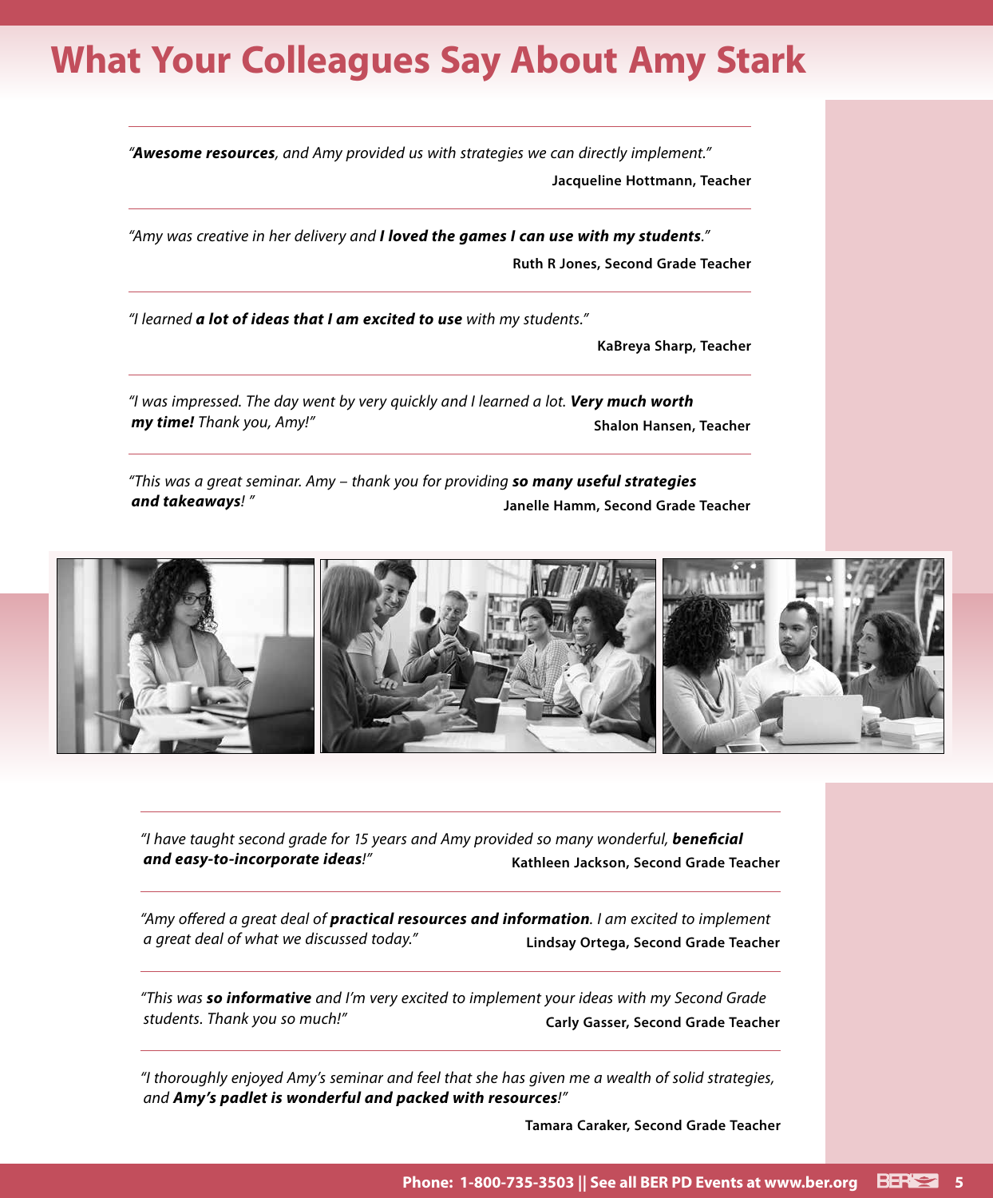# What Your Colleagues Say About Amy Stark

*"**Awesome resources**, and Amy provided us with strategies we can directly implement."*

**Jacqueline Hottmann, Teacher**

---

*"Amy was creative in her delivery and **I loved the games I can use with my students**."*

**Ruth R Jones, Second Grade Teacher**

---

*"I learned **a lot of ideas that I am excited to use** with my students."*

**KaBreya Sharp, Teacher**

---

*"I was impressed. The day went by very quickly and I learned a lot. **Very much worth my time!** Thank you, Amy!"*

**Shalon Hansen, Teacher**

---

*"This was a great seminar. Amy – thank you for providing **so many useful strategies and takeaways**! "*

**Janelle Hamm, Second Grade Teacher**

---

*"I have taught second grade for 15 years and Amy provided so many wonderful, **beneficial and easy-to-incorporate ideas**!"*

**Kathleen Jackson, Second Grade Teacher**

---

*"Amy offered a great deal of **practical resources and information**. I am excited to implement a great deal of what we discussed today."*

**Lindsay Ortega, Second Grade Teacher**

---

*"This was **so informative** and I'm very excited to implement your ideas with my Second Grade students. Thank you so much!"*

**Carly Gasser, Second Grade Teacher**

---

*"I thoroughly enjoyed Amy's seminar and feel that she has given me a wealth of solid strategies, and **Amy's padlet is wonderful and packed with resources**!"*

**Tamara Caraker, Second Grade Teacher**

**Phone: 1-800-735-3503 || See all BER PD Events at www.ber.org**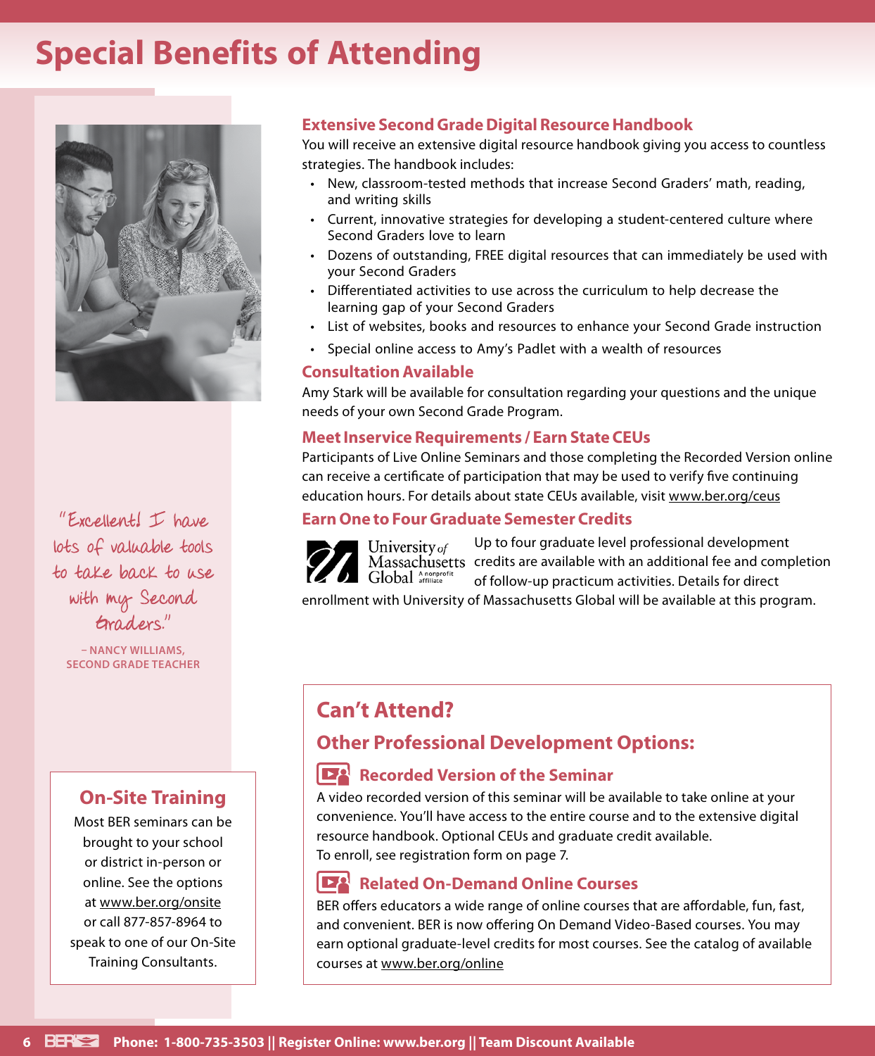# Special Benefits of Attending

"Excellent! I have lots of valuable tools to take back to use with my Second Graders."

– NANCY WILLIAMS, SECOND GRADE TEACHER

## On-Site Training

Most BER seminars can be brought to your school or district in-person or online. See the options at www.ber.org/onsite or call 877-857-8964 to speak to one of our On-Site Training Consultants.

## Extensive Second Grade Digital Resource Handbook

You will receive an extensive digital resource handbook giving you access to countless strategies. The handbook includes:

- New, classroom-tested methods that increase Second Graders' math, reading, and writing skills
- Current, innovative strategies for developing a student-centered culture where Second Graders love to learn
- Dozens of outstanding, FREE digital resources that can immediately be used with your Second Graders
- Differentiated activities to use across the curriculum to help decrease the learning gap of your Second Graders
- List of websites, books and resources to enhance your Second Grade instruction
- Special online access to Amy's Padlet with a wealth of resources

## Consultation Available

Amy Stark will be available for consultation regarding your questions and the unique needs of your own Second Grade Program.

## Meet Inservice Requirements / Earn State CEUs

Participants of Live Online Seminars and those completing the Recorded Version online can receive a certificate of participation that may be used to verify five continuing education hours. For details about state CEUs available, visit www.ber.org/ceus

## Earn One to Four Graduate Semester Credits

University of Massachusetts Global — A nonprofit affiliate

Up to four graduate level professional development credits are available with an additional fee and completion of follow-up practicum activities. Details for direct enrollment with University of Massachusetts Global will be available at this program.

## Can't Attend?

### Other Professional Development Options:

#### Recorded Version of the Seminar

A video recorded version of this seminar will be available to take online at your convenience. You'll have access to the entire course and to the extensive digital resource handbook. Optional CEUs and graduate credit available.
To enroll, see registration form on page 7.

#### Related On-Demand Online Courses

BER offers educators a wide range of online courses that are affordable, fun, fast, and convenient. BER is now offering On Demand Video-Based courses. You may earn optional graduate-level credits for most courses. See the catalog of available courses at www.ber.org/online

**Phone: 1-800-735-3503 || Register Online: www.ber.org || Team Discount Available**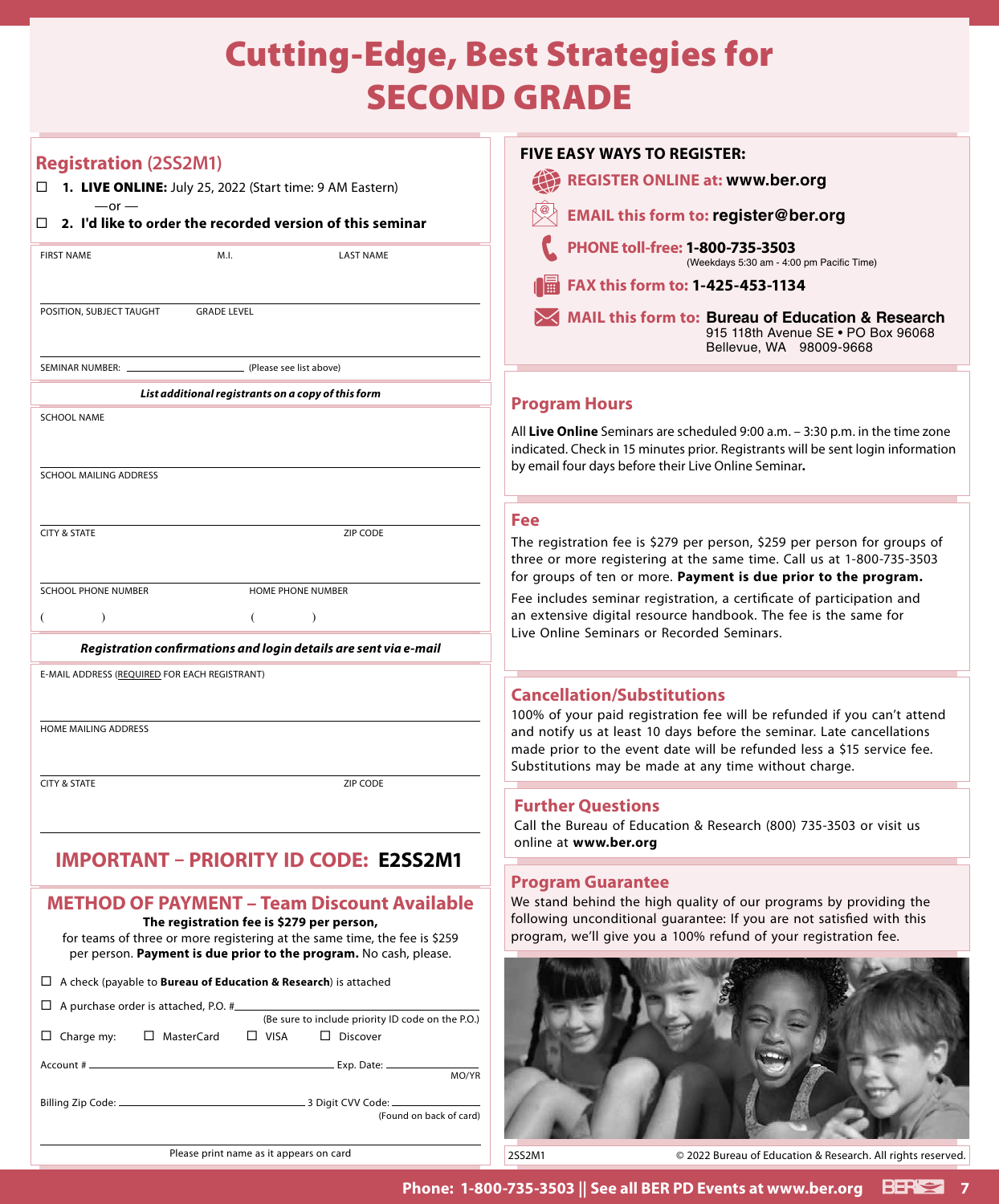# Cutting-Edge, Best Strategies for SECOND GRADE

## Registration (2SS2M1)

☐ **1. LIVE ONLINE:** July 25, 2022 (Start time: 9 AM Eastern)

—or —

☐ **2. I'd like to order the recorded version of this seminar**

FIRST NAME M.I. LAST NAME

POSITION, SUBJECT TAUGHT GRADE LEVEL

SEMINAR NUMBER: __________ (Please see list above)

***List additional registrants on a copy of this form***

SCHOOL NAME

SCHOOL MAILING ADDRESS

CITY & STATE ZIP CODE

SCHOOL PHONE NUMBER HOME PHONE NUMBER

( ) ( )

***Registration confirmations and login details are sent via e-mail***

E-MAIL ADDRESS (REQUIRED FOR EACH REGISTRANT)

HOME MAILING ADDRESS

CITY & STATE ZIP CODE

## IMPORTANT – PRIORITY ID CODE: E2SS2M1

## METHOD OF PAYMENT – Team Discount Available

**The registration fee is $279 per person,**
for teams of three or more registering at the same time, the fee is $259 per person. **Payment is due prior to the program.** No cash, please.

☐ A check (payable to **Bureau of Education & Research**) is attached

☐ A purchase order is attached, P.O. # __________ (Be sure to include priority ID code on the P.O.)

☐ Charge my: ☐ MasterCard ☐ VISA ☐ Discover

Account # __________ Exp. Date: __________ MO/YR

Billing Zip Code: __________ 3 Digit CVV Code: __________ (Found on back of card)

Please print name as it appears on card

## FIVE EASY WAYS TO REGISTER:

**REGISTER ONLINE at:** www.ber.org

**EMAIL this form to:** register@ber.org

**PHONE toll-free:** 1-800-735-3503
(Weekdays 5:30 am - 4:00 pm Pacific Time)

**FAX this form to:** 1-425-453-1134

**MAIL this form to:** Bureau of Education & Research
915 118th Avenue SE • PO Box 96068
Bellevue, WA 98009-9668

## Program Hours

All **Live Online** Seminars are scheduled 9:00 a.m. – 3:30 p.m. in the time zone indicated. Check in 15 minutes prior. Registrants will be sent login information by email four days before their Live Online Seminar.

## Fee

The registration fee is $279 per person, $259 per person for groups of three or more registering at the same time. Call us at 1-800-735-3503 for groups of ten or more. **Payment is due prior to the program.**

Fee includes seminar registration, a certificate of participation and an extensive digital resource handbook. The fee is the same for Live Online Seminars or Recorded Seminars.

## Cancellation/Substitutions

100% of your paid registration fee will be refunded if you can't attend and notify us at least 10 days before the seminar. Late cancellations made prior to the event date will be refunded less a $15 service fee. Substitutions may be made at any time without charge.

## Further Questions

Call the Bureau of Education & Research (800) 735-3503 or visit us online at **www.ber.org**

## Program Guarantee

We stand behind the high quality of our programs by providing the following unconditional guarantee: If you are not satisfied with this program, we'll give you a 100% refund of your registration fee.

2SS2M1 © 2022 Bureau of Education & Research. All rights reserved.

**Phone: 1-800-735-3503 || See all BER PD Events at www.ber.org**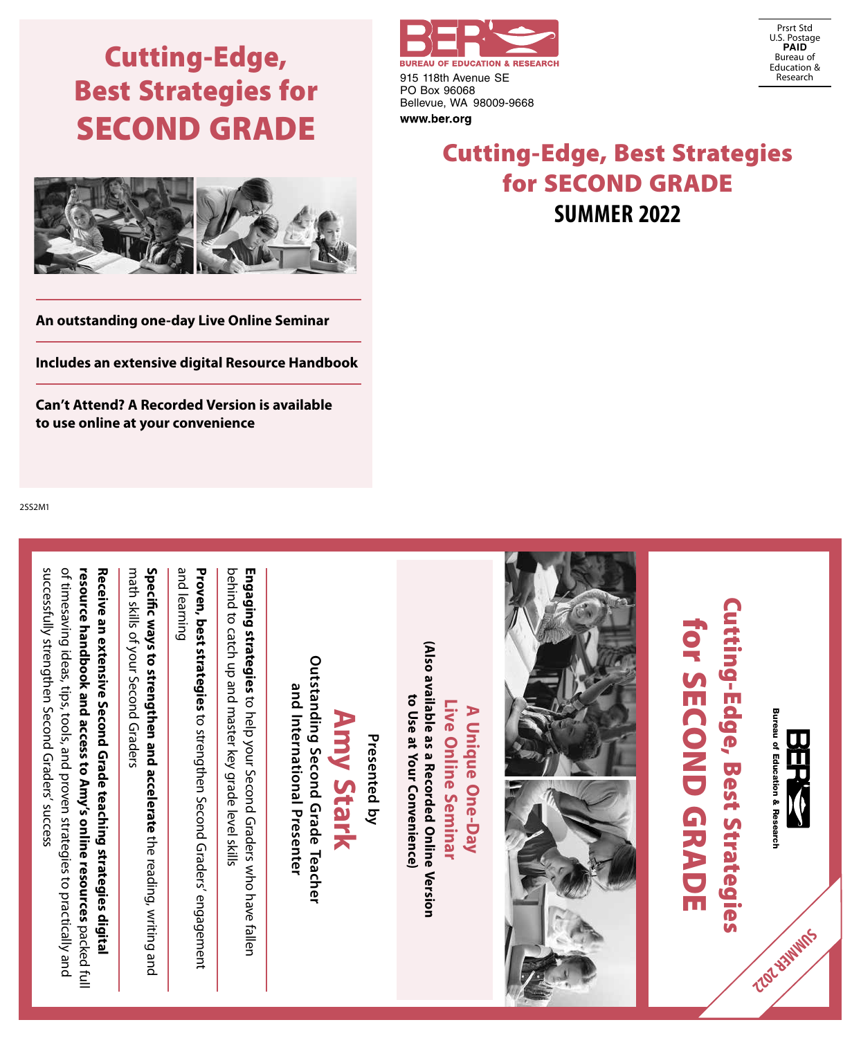# Cutting-Edge, Best Strategies for SECOND GRADE

**An outstanding one-day Live Online Seminar**

**Includes an extensive digital Resource Handbook**

**Can't Attend? A Recorded Version is available to use online at your convenience**

2SS2M1

BER
BUREAU OF EDUCATION & RESEARCH
915 118th Avenue SE
PO Box 96068
Bellevue, WA 98009-9668
**www.ber.org**

Prsrt Std
U.S. Postage
**PAID**
Bureau of
Education &
Research

## Cutting-Edge, Best Strategies for SECOND GRADE
## SUMMER 2022

Bureau of Education & Research

# Cutting-Edge, Best Strategies for SECOND GRADE

SUMMER 2022

**A Unique One-Day Live Online Seminar**
**(Also available as a Recorded Online Version to Use at Your Convenience)**

Presented by
## Amy Stark
**Outstanding Second Grade Teacher and International Presenter**

**Engaging strategies** to help your Second Graders who have fallen behind to catch up and master key grade level skills

**Proven, best strategies** to strengthen Second Graders' engagement and learning

**Specific ways to strengthen and accelerate** the reading, writing and math skills of your Second Graders

**Receive an extensive Second Grade teaching strategies digital resource handbook and access to Amy's online resources** packed full of timesaving ideas, tips, tools, and proven strategies to practically and successfully strengthen Second Graders' success